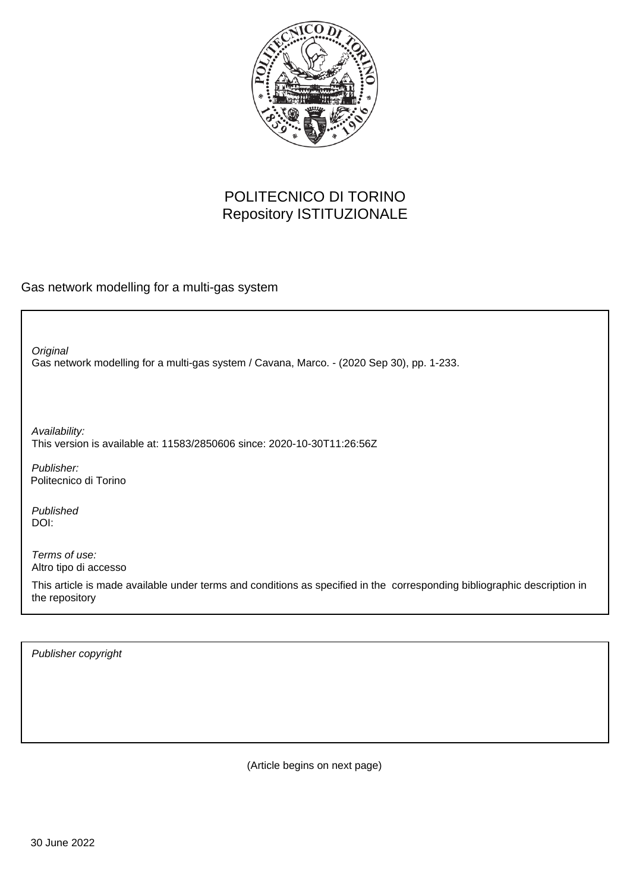POLITECNICO DI TORINO
Repository ISTITUZIONALE

Gas network modelling for a multi-gas system

*Original*
Gas network modelling for a multi-gas system / Cavana, Marco. - (2020 Sep 30), pp. 1-233.

*Availability:*
This version is available at: 11583/2850606 since: 2020-10-30T11:26:56Z

*Publisher:*
Politecnico di Torino

*Published*
DOI:

*Terms of use:*
Altro tipo di accesso

This article is made available under terms and conditions as specified in the corresponding bibliographic description in the repository

*Publisher copyright*

(Article begins on next page)

30 June 2022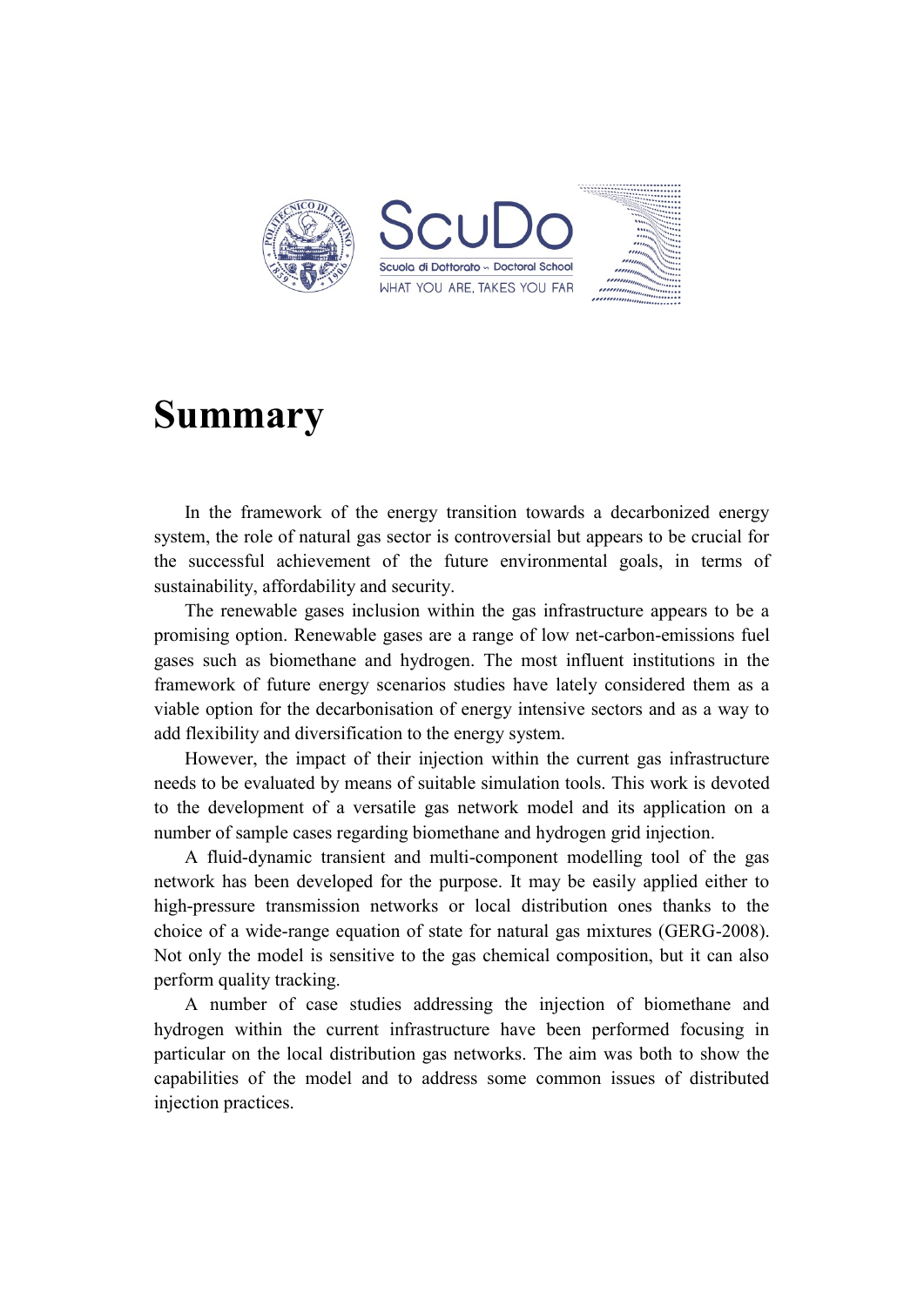# Summary

In the framework of the energy transition towards a decarbonized energy system, the role of natural gas sector is controversial but appears to be crucial for the successful achievement of the future environmental goals, in terms of sustainability, affordability and security.

The renewable gases inclusion within the gas infrastructure appears to be a promising option. Renewable gases are a range of low net-carbon-emissions fuel gases such as biomethane and hydrogen. The most influent institutions in the framework of future energy scenarios studies have lately considered them as a viable option for the decarbonisation of energy intensive sectors and as a way to add flexibility and diversification to the energy system.

However, the impact of their injection within the current gas infrastructure needs to be evaluated by means of suitable simulation tools. This work is devoted to the development of a versatile gas network model and its application on a number of sample cases regarding biomethane and hydrogen grid injection.

A fluid-dynamic transient and multi-component modelling tool of the gas network has been developed for the purpose. It may be easily applied either to high-pressure transmission networks or local distribution ones thanks to the choice of a wide-range equation of state for natural gas mixtures (GERG-2008). Not only the model is sensitive to the gas chemical composition, but it can also perform quality tracking.

A number of case studies addressing the injection of biomethane and hydrogen within the current infrastructure have been performed focusing in particular on the local distribution gas networks. The aim was both to show the capabilities of the model and to address some common issues of distributed injection practices.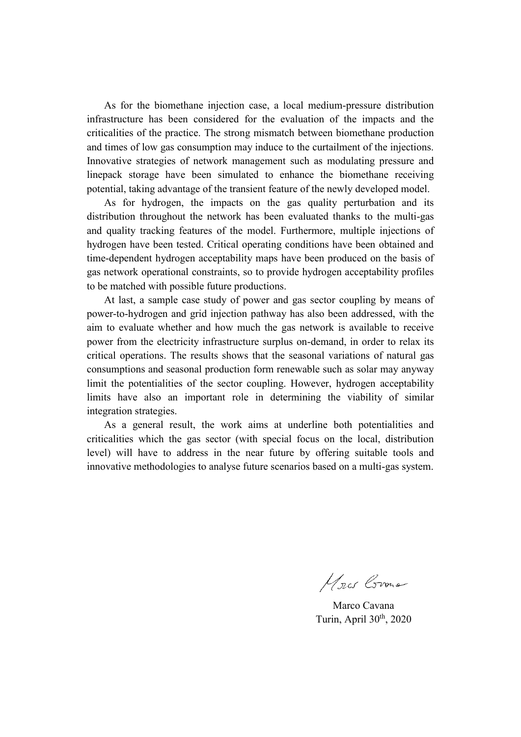As for the biomethane injection case, a local medium-pressure distribution infrastructure has been considered for the evaluation of the impacts and the criticalities of the practice. The strong mismatch between biomethane production and times of low gas consumption may induce to the curtailment of the injections. Innovative strategies of network management such as modulating pressure and linepack storage have been simulated to enhance the biomethane receiving potential, taking advantage of the transient feature of the newly developed model.

As for hydrogen, the impacts on the gas quality perturbation and its distribution throughout the network has been evaluated thanks to the multi-gas and quality tracking features of the model. Furthermore, multiple injections of hydrogen have been tested. Critical operating conditions have been obtained and time-dependent hydrogen acceptability maps have been produced on the basis of gas network operational constraints, so to provide hydrogen acceptability profiles to be matched with possible future productions.

At last, a sample case study of power and gas sector coupling by means of power-to-hydrogen and grid injection pathway has also been addressed, with the aim to evaluate whether and how much the gas network is available to receive power from the electricity infrastructure surplus on-demand, in order to relax its critical operations. The results shows that the seasonal variations of natural gas consumptions and seasonal production form renewable such as solar may anyway limit the potentialities of the sector coupling. However, hydrogen acceptability limits have also an important role in determining the viability of similar integration strategies.

As a general result, the work aims at underline both potentialities and criticalities which the gas sector (with special focus on the local, distribution level) will have to address in the near future by offering suitable tools and innovative methodologies to analyse future scenarios based on a multi-gas system.

Marco Cavana

Turin, April 30th, 2020